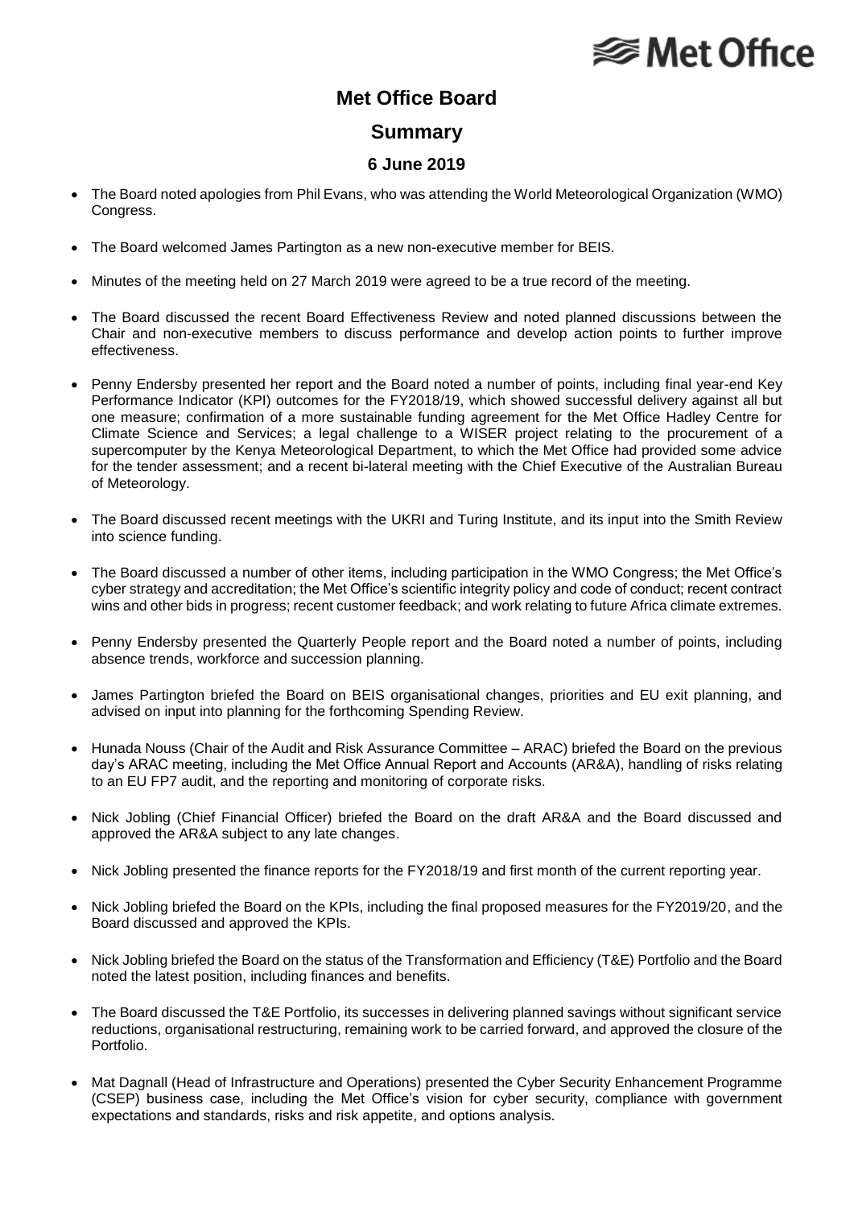# Met Office Board

## Summary

### 6 June 2019

- The Board noted apologies from Phil Evans, who was attending the World Meteorological Organization (WMO) Congress.

- The Board welcomed James Partington as a new non-executive member for BEIS.

- Minutes of the meeting held on 27 March 2019 were agreed to be a true record of the meeting.

- The Board discussed the recent Board Effectiveness Review and noted planned discussions between the Chair and non-executive members to discuss performance and develop action points to further improve effectiveness.

- Penny Endersby presented her report and the Board noted a number of points, including final year-end Key Performance Indicator (KPI) outcomes for the FY2018/19, which showed successful delivery against all but one measure; confirmation of a more sustainable funding agreement for the Met Office Hadley Centre for Climate Science and Services; a legal challenge to a WISER project relating to the procurement of a supercomputer by the Kenya Meteorological Department, to which the Met Office had provided some advice for the tender assessment; and a recent bi-lateral meeting with the Chief Executive of the Australian Bureau of Meteorology.

- The Board discussed recent meetings with the UKRI and Turing Institute, and its input into the Smith Review into science funding.

- The Board discussed a number of other items, including participation in the WMO Congress; the Met Office's cyber strategy and accreditation; the Met Office's scientific integrity policy and code of conduct; recent contract wins and other bids in progress; recent customer feedback; and work relating to future Africa climate extremes.

- Penny Endersby presented the Quarterly People report and the Board noted a number of points, including absence trends, workforce and succession planning.

- James Partington briefed the Board on BEIS organisational changes, priorities and EU exit planning, and advised on input into planning for the forthcoming Spending Review.

- Hunada Nouss (Chair of the Audit and Risk Assurance Committee – ARAC) briefed the Board on the previous day's ARAC meeting, including the Met Office Annual Report and Accounts (AR&A), handling of risks relating to an EU FP7 audit, and the reporting and monitoring of corporate risks.

- Nick Jobling (Chief Financial Officer) briefed the Board on the draft AR&A and the Board discussed and approved the AR&A subject to any late changes.

- Nick Jobling presented the finance reports for the FY2018/19 and first month of the current reporting year.

- Nick Jobling briefed the Board on the KPIs, including the final proposed measures for the FY2019/20, and the Board discussed and approved the KPIs.

- Nick Jobling briefed the Board on the status of the Transformation and Efficiency (T&E) Portfolio and the Board noted the latest position, including finances and benefits.

- The Board discussed the T&E Portfolio, its successes in delivering planned savings without significant service reductions, organisational restructuring, remaining work to be carried forward, and approved the closure of the Portfolio.

- Mat Dagnall (Head of Infrastructure and Operations) presented the Cyber Security Enhancement Programme (CSEP) business case, including the Met Office's vision for cyber security, compliance with government expectations and standards, risks and risk appetite, and options analysis.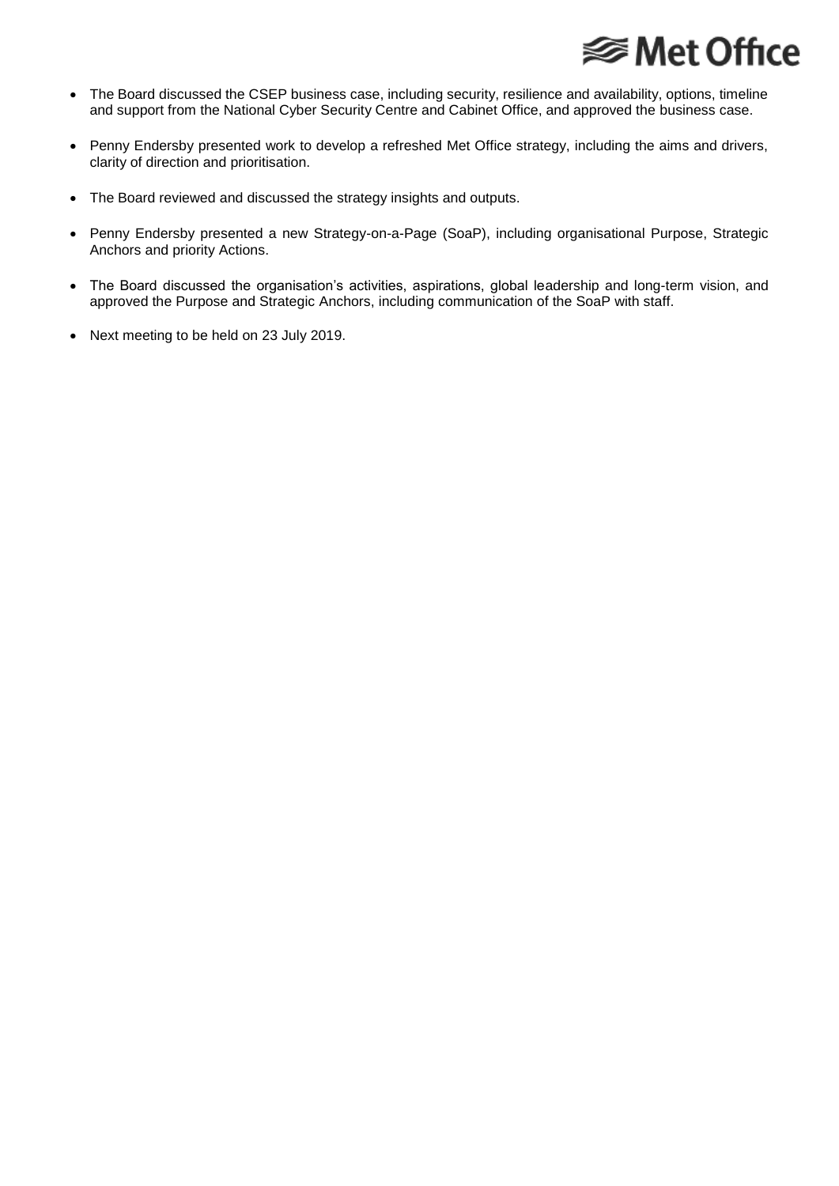- The Board discussed the CSEP business case, including security, resilience and availability, options, timeline and support from the National Cyber Security Centre and Cabinet Office, and approved the business case.
- Penny Endersby presented work to develop a refreshed Met Office strategy, including the aims and drivers, clarity of direction and prioritisation.
- The Board reviewed and discussed the strategy insights and outputs.
- Penny Endersby presented a new Strategy-on-a-Page (SoaP), including organisational Purpose, Strategic Anchors and priority Actions.
- The Board discussed the organisation's activities, aspirations, global leadership and long-term vision, and approved the Purpose and Strategic Anchors, including communication of the SoaP with staff.
- Next meeting to be held on 23 July 2019.